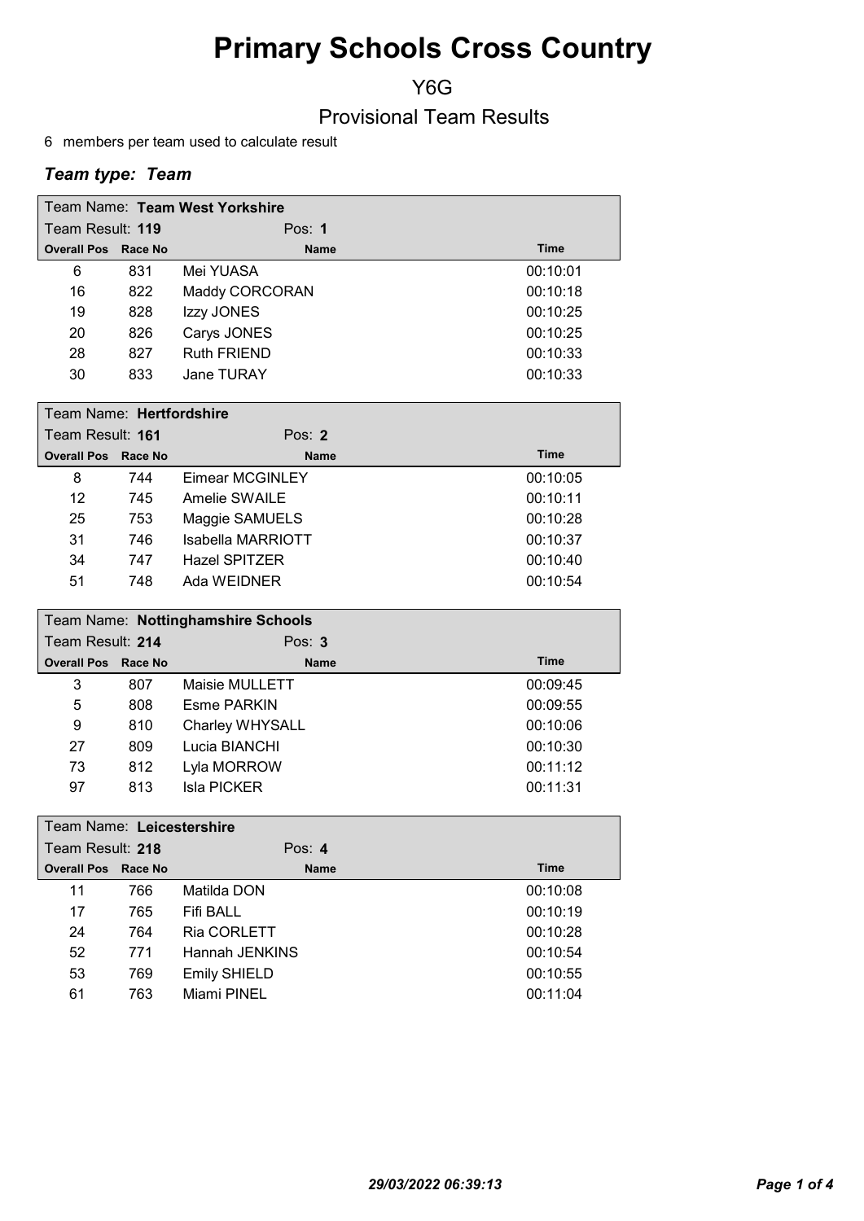# Primary Schools Cross Country

## Y6G

## Provisional Team Results

6 members per team used to calculate result

### *Team type: Team*

**Team Name: Team West Yorkshire**

Team Result: **119** Pos: **1**

| Overall Pos | Race No | Name | Time |
|---|---|---|---|
| 6 | 831 | Mei YUASA | 00:10:01 |
| 16 | 822 | Maddy CORCORAN | 00:10:18 |
| 19 | 828 | Izzy JONES | 00:10:25 |
| 20 | 826 | Carys JONES | 00:10:25 |
| 28 | 827 | Ruth FRIEND | 00:10:33 |
| 30 | 833 | Jane TURAY | 00:10:33 |

**Team Name: Hertfordshire**

Team Result: **161** Pos: **2**

| Overall Pos | Race No | Name | Time |
|---|---|---|---|
| 8 | 744 | Eimear MCGINLEY | 00:10:05 |
| 12 | 745 | Amelie SWAILE | 00:10:11 |
| 25 | 753 | Maggie SAMUELS | 00:10:28 |
| 31 | 746 | Isabella MARRIOTT | 00:10:37 |
| 34 | 747 | Hazel SPITZER | 00:10:40 |
| 51 | 748 | Ada WEIDNER | 00:10:54 |

**Team Name: Nottinghamshire Schools**

Team Result: **214** Pos: **3**

| Overall Pos | Race No | Name | Time |
|---|---|---|---|
| 3 | 807 | Maisie MULLETT | 00:09:45 |
| 5 | 808 | Esme PARKIN | 00:09:55 |
| 9 | 810 | Charley WHYSALL | 00:10:06 |
| 27 | 809 | Lucia BIANCHI | 00:10:30 |
| 73 | 812 | Lyla MORROW | 00:11:12 |
| 97 | 813 | Isla PICKER | 00:11:31 |

**Team Name: Leicestershire**

Team Result: **218** Pos: **4**

| Overall Pos | Race No | Name | Time |
|---|---|---|---|
| 11 | 766 | Matilda DON | 00:10:08 |
| 17 | 765 | Fifi BALL | 00:10:19 |
| 24 | 764 | Ria CORLETT | 00:10:28 |
| 52 | 771 | Hannah JENKINS | 00:10:54 |
| 53 | 769 | Emily SHIELD | 00:10:55 |
| 61 | 763 | Miami PINEL | 00:11:04 |

*29/03/2022 06:39:13*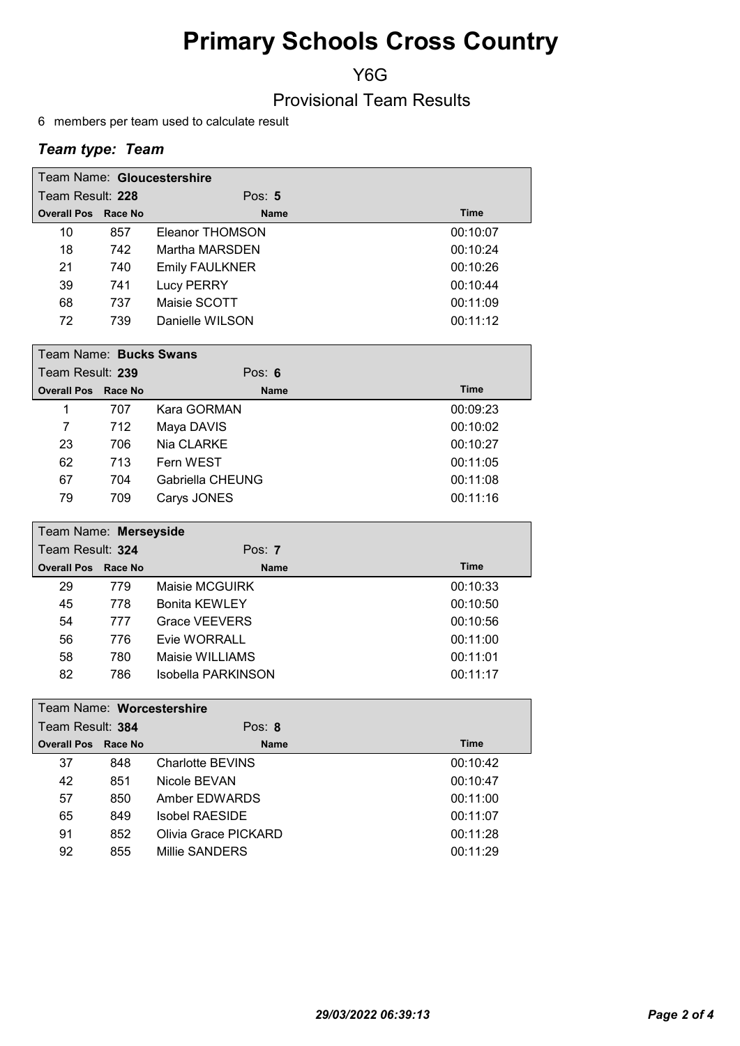# Primary Schools Cross Country

Y6G

Provisional Team Results

6 members per team used to calculate result

### *Team type: Team*

| Team Name: **Gloucestershire** | | | |
|---|---|---|---|
| Team Result: **228** | | Pos: **5** | |
| **Overall Pos** | **Race No** | **Name** | **Time** |
| 10 | 857 | Eleanor THOMSON | 00:10:07 |
| 18 | 742 | Martha MARSDEN | 00:10:24 |
| 21 | 740 | Emily FAULKNER | 00:10:26 |
| 39 | 741 | Lucy PERRY | 00:10:44 |
| 68 | 737 | Maisie SCOTT | 00:11:09 |
| 72 | 739 | Danielle WILSON | 00:11:12 |

| Team Name: **Bucks Swans** | | | |
|---|---|---|---|
| Team Result: **239** | | Pos: **6** | |
| **Overall Pos** | **Race No** | **Name** | **Time** |
| 1 | 707 | Kara GORMAN | 00:09:23 |
| 7 | 712 | Maya DAVIS | 00:10:02 |
| 23 | 706 | Nia CLARKE | 00:10:27 |
| 62 | 713 | Fern WEST | 00:11:05 |
| 67 | 704 | Gabriella CHEUNG | 00:11:08 |
| 79 | 709 | Carys JONES | 00:11:16 |

| Team Name: **Merseyside** | | | |
|---|---|---|---|
| Team Result: **324** | | Pos: **7** | |
| **Overall Pos** | **Race No** | **Name** | **Time** |
| 29 | 779 | Maisie MCGUIRK | 00:10:33 |
| 45 | 778 | Bonita KEWLEY | 00:10:50 |
| 54 | 777 | Grace VEEVERS | 00:10:56 |
| 56 | 776 | Evie WORRALL | 00:11:00 |
| 58 | 780 | Maisie WILLIAMS | 00:11:01 |
| 82 | 786 | Isobella PARKINSON | 00:11:17 |

| Team Name: **Worcestershire** | | | |
|---|---|---|---|
| Team Result: **384** | | Pos: **8** | |
| **Overall Pos** | **Race No** | **Name** | **Time** |
| 37 | 848 | Charlotte BEVINS | 00:10:42 |
| 42 | 851 | Nicole BEVAN | 00:10:47 |
| 57 | 850 | Amber EDWARDS | 00:11:00 |
| 65 | 849 | Isobel RAESIDE | 00:11:07 |
| 91 | 852 | Olivia Grace PICKARD | 00:11:28 |
| 92 | 855 | Millie SANDERS | 00:11:29 |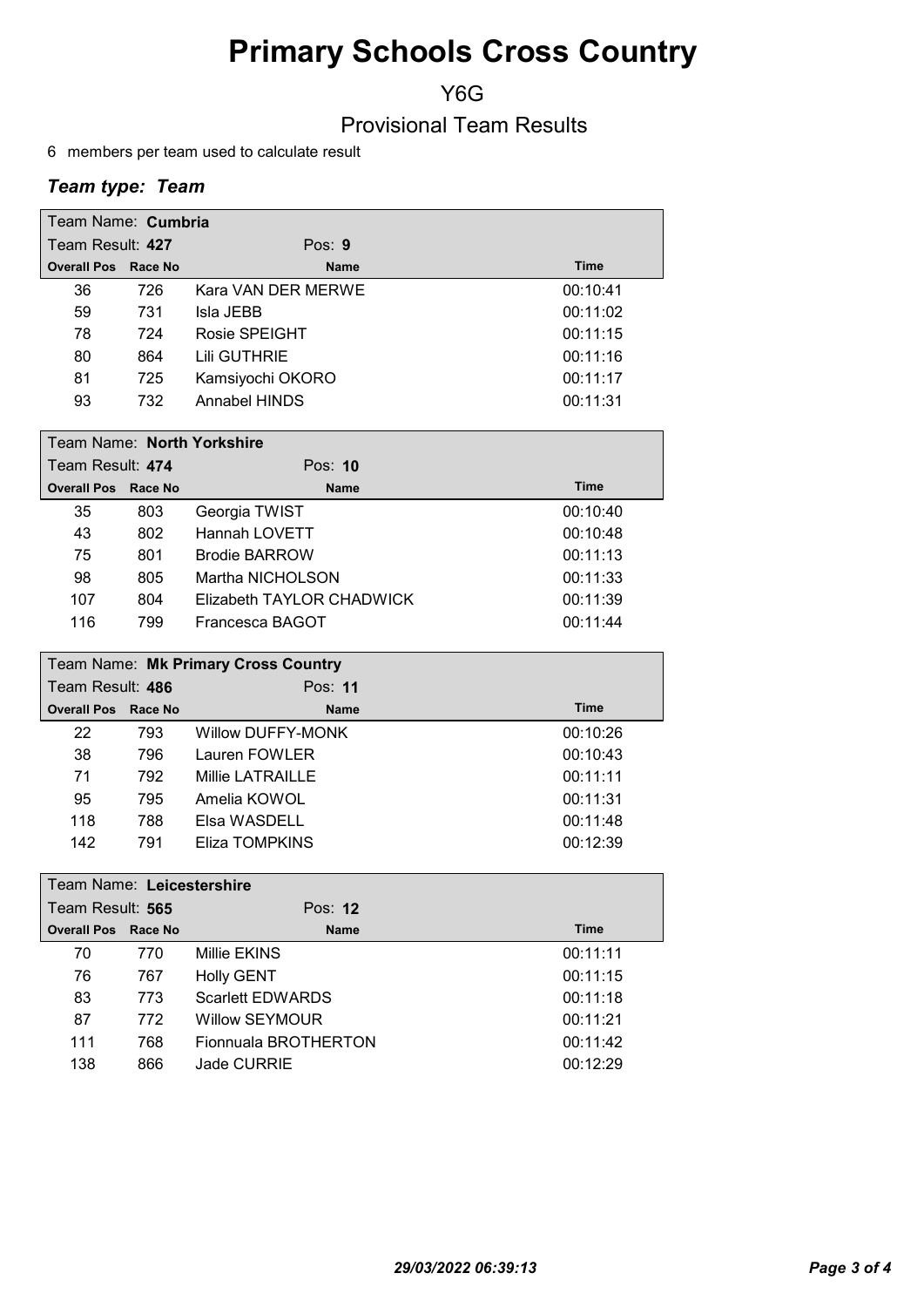# Primary Schools Cross Country

## Y6G

## Provisional Team Results

6 members per team used to calculate result

### *Team type: Team*

**Team Name: Cumbria**
Team Result: **427** Pos: **9**

| Overall Pos | Race No | Name | Time |
|---|---|---|---|
| 36 | 726 | Kara VAN DER MERWE | 00:10:41 |
| 59 | 731 | Isla JEBB | 00:11:02 |
| 78 | 724 | Rosie SPEIGHT | 00:11:15 |
| 80 | 864 | Lili GUTHRIE | 00:11:16 |
| 81 | 725 | Kamsiyochi OKORO | 00:11:17 |
| 93 | 732 | Annabel HINDS | 00:11:31 |

**Team Name: North Yorkshire**
Team Result: **474** Pos: **10**

| Overall Pos | Race No | Name | Time |
|---|---|---|---|
| 35 | 803 | Georgia TWIST | 00:10:40 |
| 43 | 802 | Hannah LOVETT | 00:10:48 |
| 75 | 801 | Brodie BARROW | 00:11:13 |
| 98 | 805 | Martha NICHOLSON | 00:11:33 |
| 107 | 804 | Elizabeth TAYLOR CHADWICK | 00:11:39 |
| 116 | 799 | Francesca BAGOT | 00:11:44 |

**Team Name: Mk Primary Cross Country**
Team Result: **486** Pos: **11**

| Overall Pos | Race No | Name | Time |
|---|---|---|---|
| 22 | 793 | Willow DUFFY-MONK | 00:10:26 |
| 38 | 796 | Lauren FOWLER | 00:10:43 |
| 71 | 792 | Millie LATRAILLE | 00:11:11 |
| 95 | 795 | Amelia KOWOL | 00:11:31 |
| 118 | 788 | Elsa WASDELL | 00:11:48 |
| 142 | 791 | Eliza TOMPKINS | 00:12:39 |

**Team Name: Leicestershire**
Team Result: **565** Pos: **12**

| Overall Pos | Race No | Name | Time |
|---|---|---|---|
| 70 | 770 | Millie EKINS | 00:11:11 |
| 76 | 767 | Holly GENT | 00:11:15 |
| 83 | 773 | Scarlett EDWARDS | 00:11:18 |
| 87 | 772 | Willow SEYMOUR | 00:11:21 |
| 111 | 768 | Fionnuala BROTHERTON | 00:11:42 |
| 138 | 866 | Jade CURRIE | 00:12:29 |

*29/03/2022 06:39:13*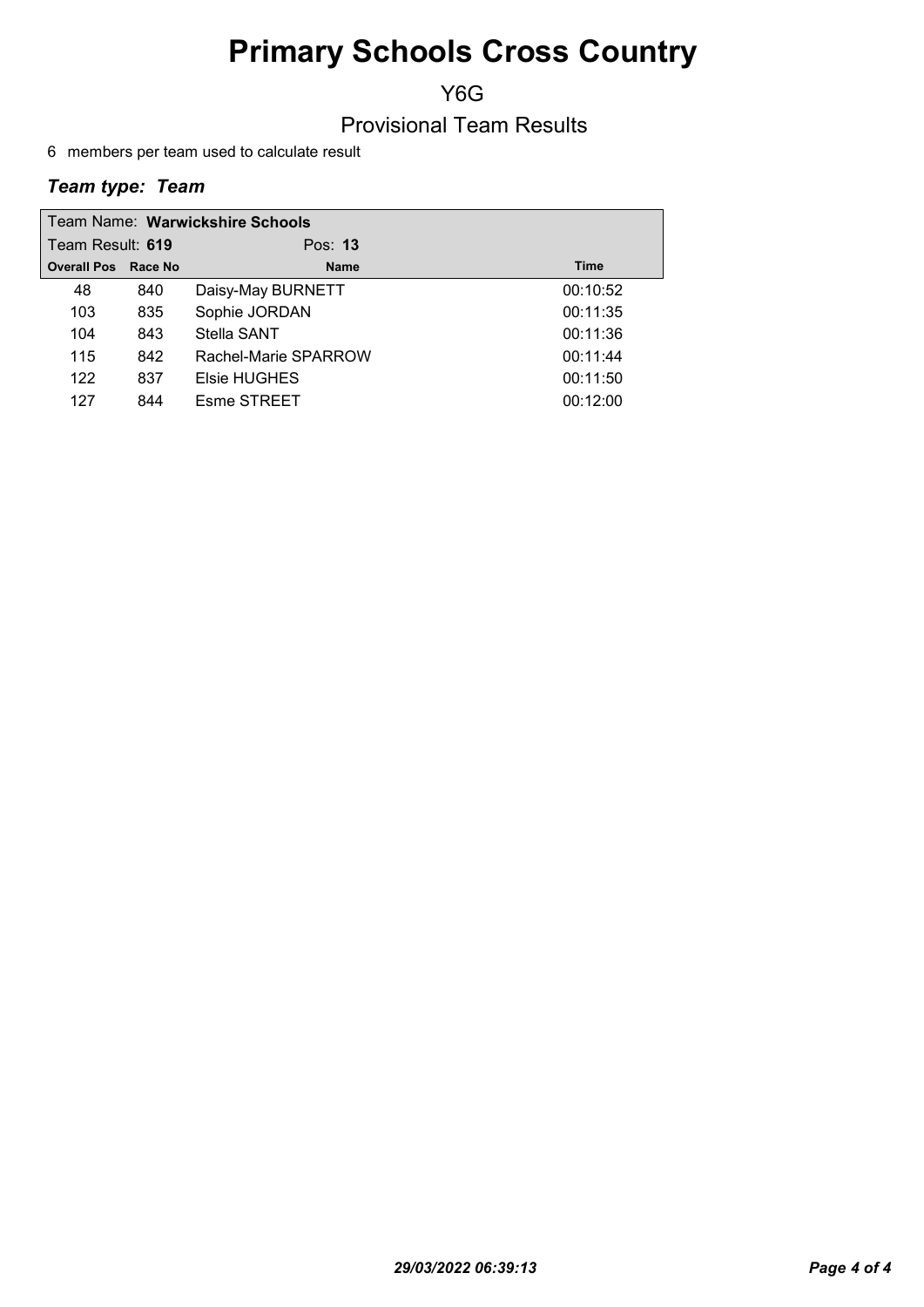# Primary Schools Cross Country

Y6G

## Provisional Team Results

6 members per team used to calculate result

***Team type: Team***

Team Name: **Warwickshire Schools**

Team Result: **619** Pos: **13**

| Overall Pos | Race No | Name | Time |
|---|---|---|---|
| 48 | 840 | Daisy-May BURNETT | 00:10:52 |
| 103 | 835 | Sophie JORDAN | 00:11:35 |
| 104 | 843 | Stella SANT | 00:11:36 |
| 115 | 842 | Rachel-Marie SPARROW | 00:11:44 |
| 122 | 837 | Elsie HUGHES | 00:11:50 |
| 127 | 844 | Esme STREET | 00:12:00 |

*29/03/2022 06:39:13*